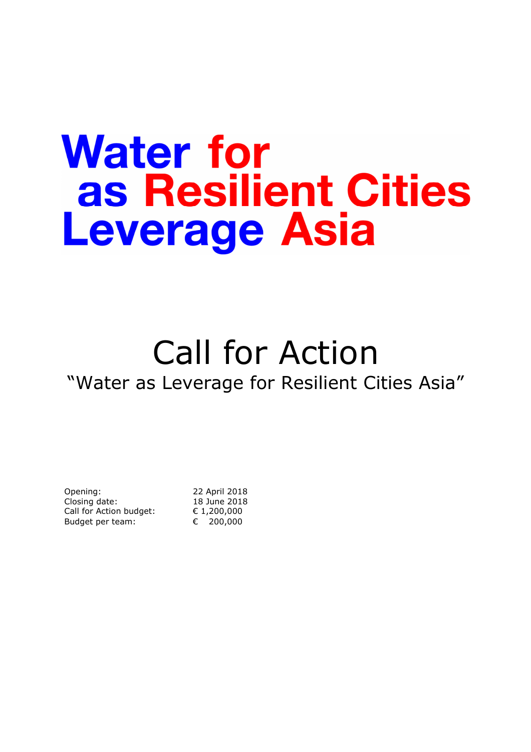# Water as Leverage for Resilient Cities Asia

# Call for Action

## "Water as Leverage for Resilient Cities Asia"

| | |
|---|---|
| Opening: | 22 April 2018 |
| Closing date: | 18 June 2018 |
| Call for Action budget: | € 1,200,000 |
| Budget per team: | € 200,000 |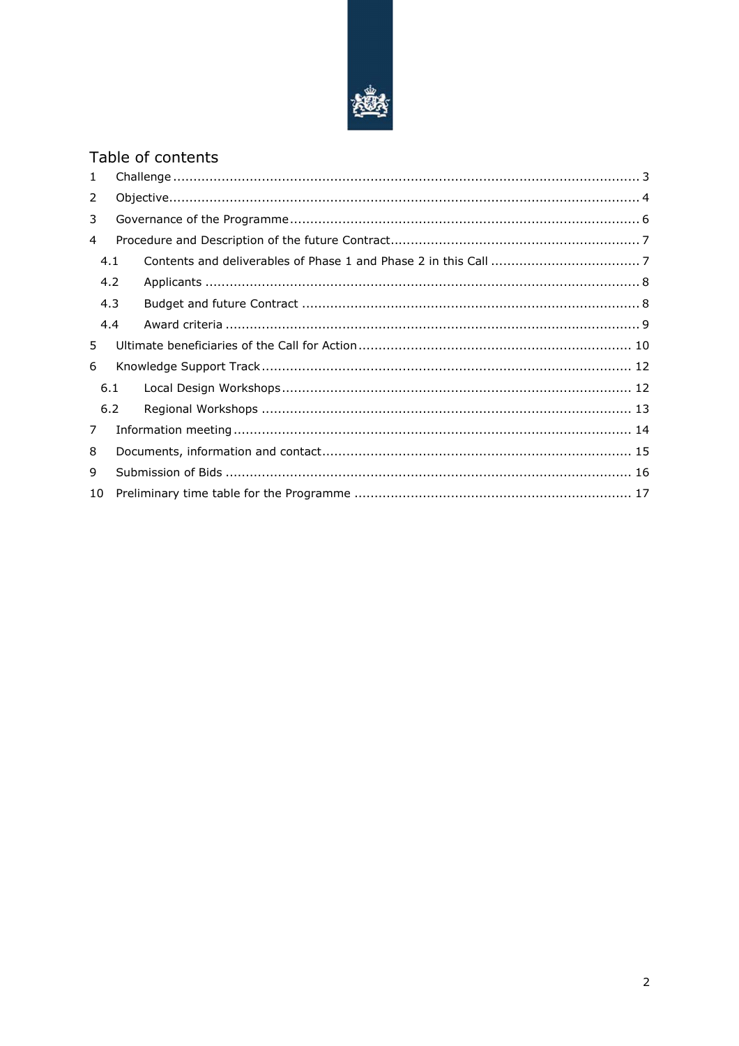# Table of contents

1 Challenge .......... 3
2 Objective .......... 4
3 Governance of the Programme .......... 6
4 Procedure and Description of the future Contract .......... 7
  4.1 Contents and deliverables of Phase 1 and Phase 2 in this Call .......... 7
  4.2 Applicants .......... 8
  4.3 Budget and future Contract .......... 8
  4.4 Award criteria .......... 9
5 Ultimate beneficiaries of the Call for Action .......... 10
6 Knowledge Support Track .......... 12
  6.1 Local Design Workshops .......... 12
  6.2 Regional Workshops .......... 13
7 Information meeting .......... 14
8 Documents, information and contact .......... 15
9 Submission of Bids .......... 16
10 Preliminary time table for the Programme .......... 17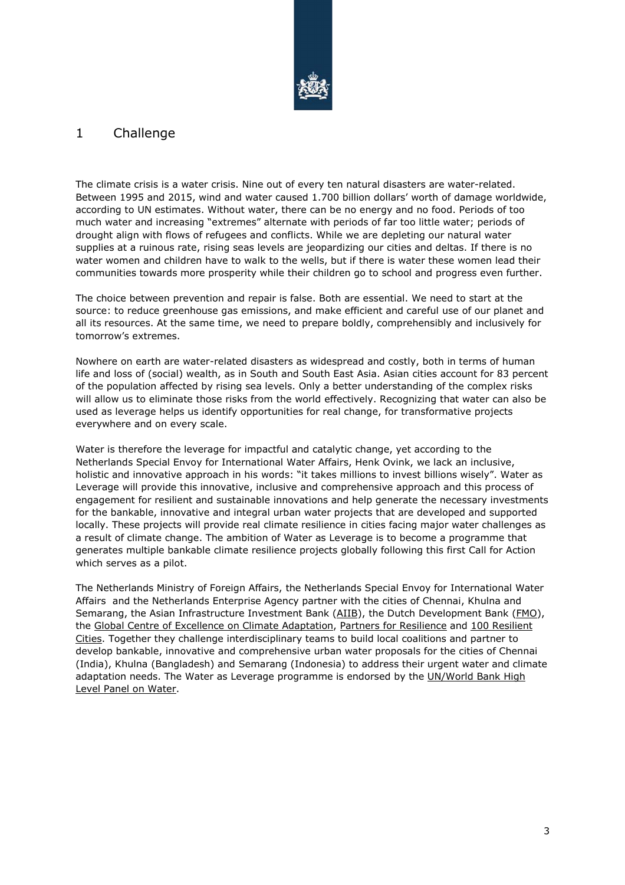# 1 Challenge

The climate crisis is a water crisis. Nine out of every ten natural disasters are water-related. Between 1995 and 2015, wind and water caused 1.700 billion dollars' worth of damage worldwide, according to UN estimates. Without water, there can be no energy and no food. Periods of too much water and increasing "extremes" alternate with periods of far too little water; periods of drought align with flows of refugees and conflicts. While we are depleting our natural water supplies at a ruinous rate, rising seas levels are jeopardizing our cities and deltas. If there is no water women and children have to walk to the wells, but if there is water these women lead their communities towards more prosperity while their children go to school and progress even further.

The choice between prevention and repair is false. Both are essential. We need to start at the source: to reduce greenhouse gas emissions, and make efficient and careful use of our planet and all its resources. At the same time, we need to prepare boldly, comprehensibly and inclusively for tomorrow's extremes.

Nowhere on earth are water-related disasters as widespread and costly, both in terms of human life and loss of (social) wealth, as in South and South East Asia. Asian cities account for 83 percent of the population affected by rising sea levels. Only a better understanding of the complex risks will allow us to eliminate those risks from the world effectively. Recognizing that water can also be used as leverage helps us identify opportunities for real change, for transformative projects everywhere and on every scale.

Water is therefore the leverage for impactful and catalytic change, yet according to the Netherlands Special Envoy for International Water Affairs, Henk Ovink, we lack an inclusive, holistic and innovative approach in his words: "it takes millions to invest billions wisely". Water as Leverage will provide this innovative, inclusive and comprehensive approach and this process of engagement for resilient and sustainable innovations and help generate the necessary investments for the bankable, innovative and integral urban water projects that are developed and supported locally. These projects will provide real climate resilience in cities facing major water challenges as a result of climate change. The ambition of Water as Leverage is to become a programme that generates multiple bankable climate resilience projects globally following this first Call for Action which serves as a pilot.

The Netherlands Ministry of Foreign Affairs, the Netherlands Special Envoy for International Water Affairs and the Netherlands Enterprise Agency partner with the cities of Chennai, Khulna and Semarang, the Asian Infrastructure Investment Bank (AIIB), the Dutch Development Bank (FMO), the Global Centre of Excellence on Climate Adaptation, Partners for Resilience and 100 Resilient Cities. Together they challenge interdisciplinary teams to build local coalitions and partner to develop bankable, innovative and comprehensive urban water proposals for the cities of Chennai (India), Khulna (Bangladesh) and Semarang (Indonesia) to address their urgent water and climate adaptation needs. The Water as Leverage programme is endorsed by the UN/World Bank High Level Panel on Water.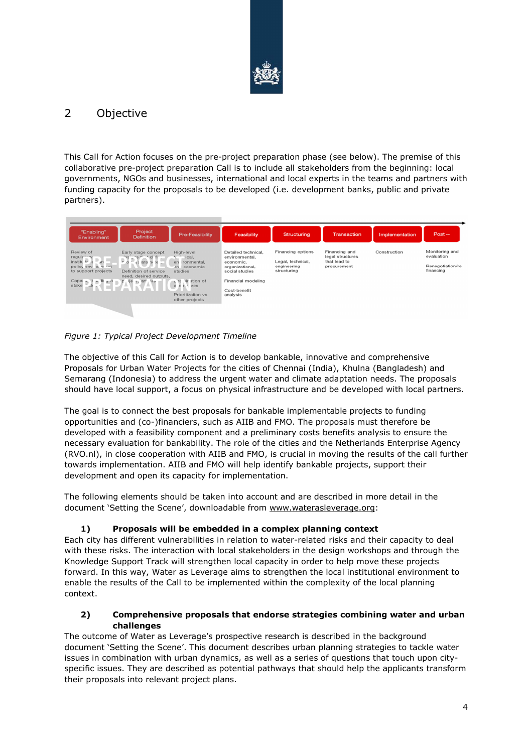## 2 Objective

This Call for Action focuses on the pre-project preparation phase (see below). The premise of this collaborative pre-project preparation Call is to include all stakeholders from the beginning: local governments, NGOs and businesses, international and local experts in the teams and partners with funding capacity for the proposals to be developed (i.e. development banks, public and private partners).

*Figure 1: Typical Project Development Timeline*

The objective of this Call for Action is to develop bankable, innovative and comprehensive Proposals for Urban Water Projects for the cities of Chennai (India), Khulna (Bangladesh) and Semarang (Indonesia) to address the urgent water and climate adaptation needs. The proposals should have local support, a focus on physical infrastructure and be developed with local partners.

The goal is to connect the best proposals for bankable implementable projects to funding opportunities and (co-)financiers, such as AIIB and FMO. The proposals must therefore be developed with a feasibility component and a preliminary costs benefits analysis to ensure the necessary evaluation for bankability. The role of the cities and the Netherlands Enterprise Agency (RVO.nl), in close cooperation with AIIB and FMO, is crucial in moving the results of the call further towards implementation. AIIB and FMO will help identify bankable projects, support their development and open its capacity for implementation.

The following elements should be taken into account and are described in more detail in the document 'Setting the Scene', downloadable from www.waterasleverage.org:

**1) Proposals will be embedded in a complex planning context**

Each city has different vulnerabilities in relation to water-related risks and their capacity to deal with these risks. The interaction with local stakeholders in the design workshops and through the Knowledge Support Track will strengthen local capacity in order to help move these projects forward. In this way, Water as Leverage aims to strengthen the local institutional environment to enable the results of the Call to be implemented within the complexity of the local planning context.

**2) Comprehensive proposals that endorse strategies combining water and urban challenges**

The outcome of Water as Leverage's prospective research is described in the background document 'Setting the Scene'. This document describes urban planning strategies to tackle water issues in combination with urban dynamics, as well as a series of questions that touch upon city-specific issues. They are described as potential pathways that should help the applicants transform their proposals into relevant project plans.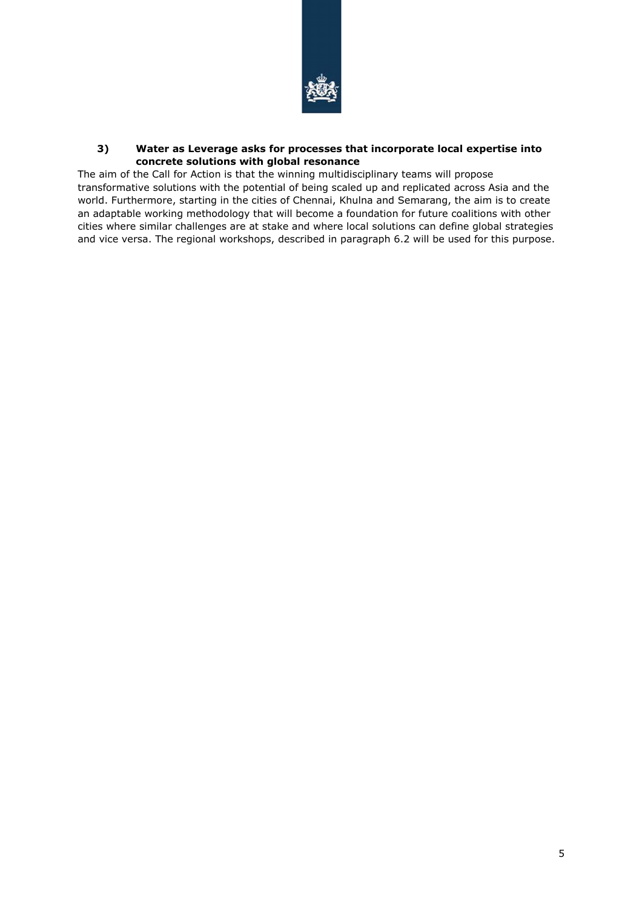### 3) Water as Leverage asks for processes that incorporate local expertise into concrete solutions with global resonance

The aim of the Call for Action is that the winning multidisciplinary teams will propose transformative solutions with the potential of being scaled up and replicated across Asia and the world. Furthermore, starting in the cities of Chennai, Khulna and Semarang, the aim is to create an adaptable working methodology that will become a foundation for future coalitions with other cities where similar challenges are at stake and where local solutions can define global strategies and vice versa. The regional workshops, described in paragraph 6.2 will be used for this purpose.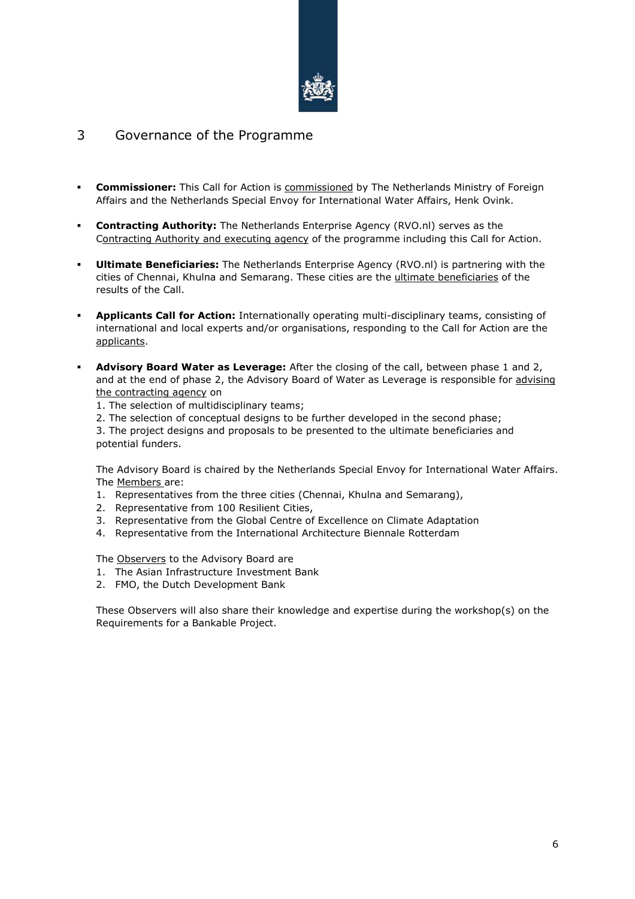# 3 Governance of the Programme

- **Commissioner:** This Call for Action is commissioned by The Netherlands Ministry of Foreign Affairs and the Netherlands Special Envoy for International Water Affairs, Henk Ovink.

- **Contracting Authority:** The Netherlands Enterprise Agency (RVO.nl) serves as the Contracting Authority and executing agency of the programme including this Call for Action.

- **Ultimate Beneficiaries:** The Netherlands Enterprise Agency (RVO.nl) is partnering with the cities of Chennai, Khulna and Semarang. These cities are the ultimate beneficiaries of the results of the Call.

- **Applicants Call for Action:** Internationally operating multi-disciplinary teams, consisting of international and local experts and/or organisations, responding to the Call for Action are the applicants.

- **Advisory Board Water as Leverage:** After the closing of the call, between phase 1 and 2, and at the end of phase 2, the Advisory Board of Water as Leverage is responsible for advising the contracting agency on

  1. The selection of multidisciplinary teams;
  2. The selection of conceptual designs to be further developed in the second phase;
  3. The project designs and proposals to be presented to the ultimate beneficiaries and potential funders.

  The Advisory Board is chaired by the Netherlands Special Envoy for International Water Affairs. The Members are:

  1. Representatives from the three cities (Chennai, Khulna and Semarang),
  2. Representative from 100 Resilient Cities,
  3. Representative from the Global Centre of Excellence on Climate Adaptation
  4. Representative from the International Architecture Biennale Rotterdam

  The Observers to the Advisory Board are

  1. The Asian Infrastructure Investment Bank
  2. FMO, the Dutch Development Bank

  These Observers will also share their knowledge and expertise during the workshop(s) on the Requirements for a Bankable Project.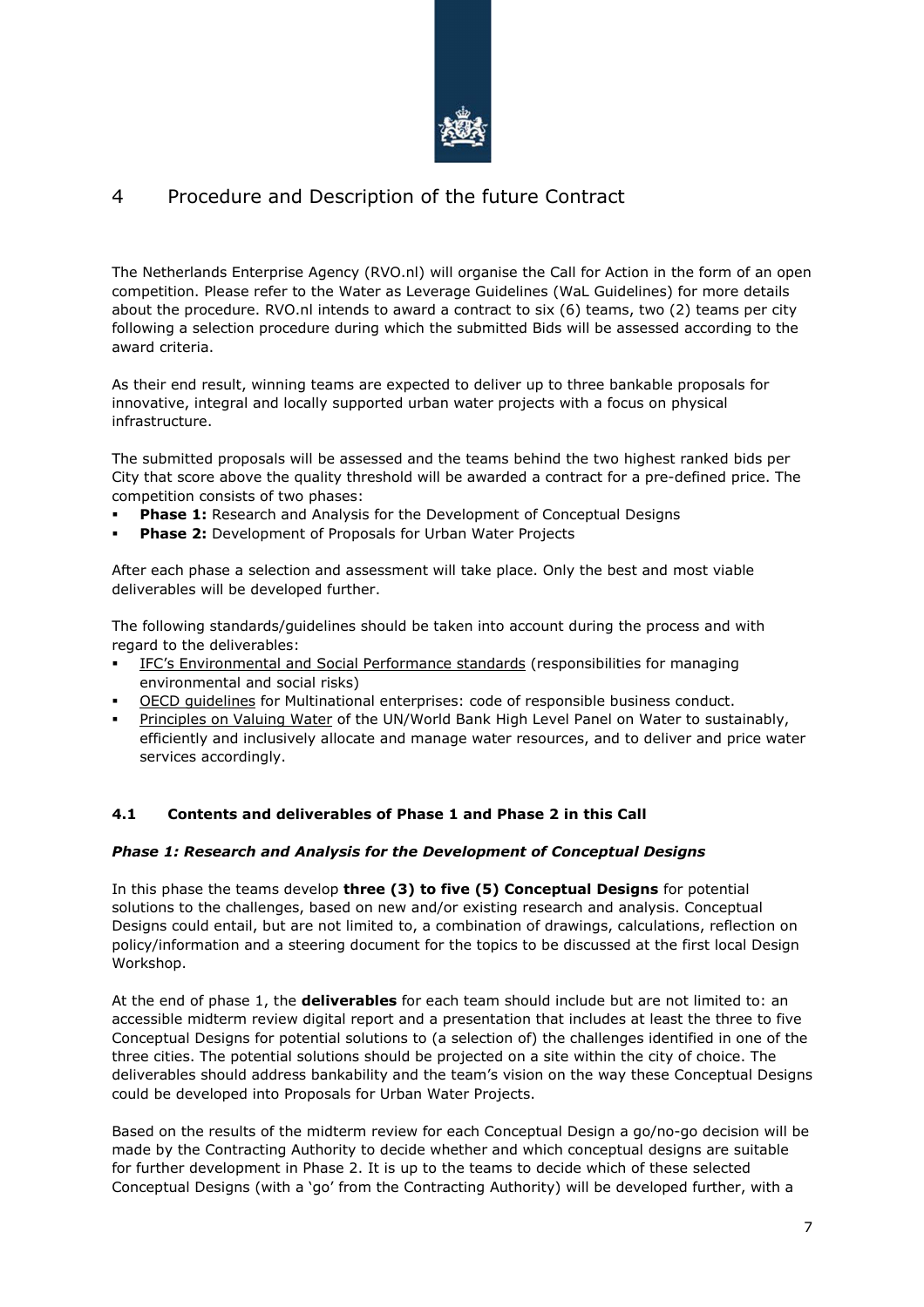# 4 Procedure and Description of the future Contract

The Netherlands Enterprise Agency (RVO.nl) will organise the Call for Action in the form of an open competition. Please refer to the Water as Leverage Guidelines (WaL Guidelines) for more details about the procedure. RVO.nl intends to award a contract to six (6) teams, two (2) teams per city following a selection procedure during which the submitted Bids will be assessed according to the award criteria.

As their end result, winning teams are expected to deliver up to three bankable proposals for innovative, integral and locally supported urban water projects with a focus on physical infrastructure.

The submitted proposals will be assessed and the teams behind the two highest ranked bids per City that score above the quality threshold will be awarded a contract for a pre-defined price. The competition consists of two phases:

- **Phase 1:** Research and Analysis for the Development of Conceptual Designs
- **Phase 2:** Development of Proposals for Urban Water Projects

After each phase a selection and assessment will take place. Only the best and most viable deliverables will be developed further.

The following standards/guidelines should be taken into account during the process and with regard to the deliverables:

- IFC's Environmental and Social Performance standards (responsibilities for managing environmental and social risks)
- OECD guidelines for Multinational enterprises: code of responsible business conduct.
- Principles on Valuing Water of the UN/World Bank High Level Panel on Water to sustainably, efficiently and inclusively allocate and manage water resources, and to deliver and price water services accordingly.

## 4.1 Contents and deliverables of Phase 1 and Phase 2 in this Call

### *Phase 1: Research and Analysis for the Development of Conceptual Designs*

In this phase the teams develop **three (3) to five (5) Conceptual Designs** for potential solutions to the challenges, based on new and/or existing research and analysis. Conceptual Designs could entail, but are not limited to, a combination of drawings, calculations, reflection on policy/information and a steering document for the topics to be discussed at the first local Design Workshop.

At the end of phase 1, the **deliverables** for each team should include but are not limited to: an accessible midterm review digital report and a presentation that includes at least the three to five Conceptual Designs for potential solutions to (a selection of) the challenges identified in one of the three cities. The potential solutions should be projected on a site within the city of choice. The deliverables should address bankability and the team's vision on the way these Conceptual Designs could be developed into Proposals for Urban Water Projects.

Based on the results of the midterm review for each Conceptual Design a go/no-go decision will be made by the Contracting Authority to decide whether and which conceptual designs are suitable for further development in Phase 2. It is up to the teams to decide which of these selected Conceptual Designs (with a 'go' from the Contracting Authority) will be developed further, with a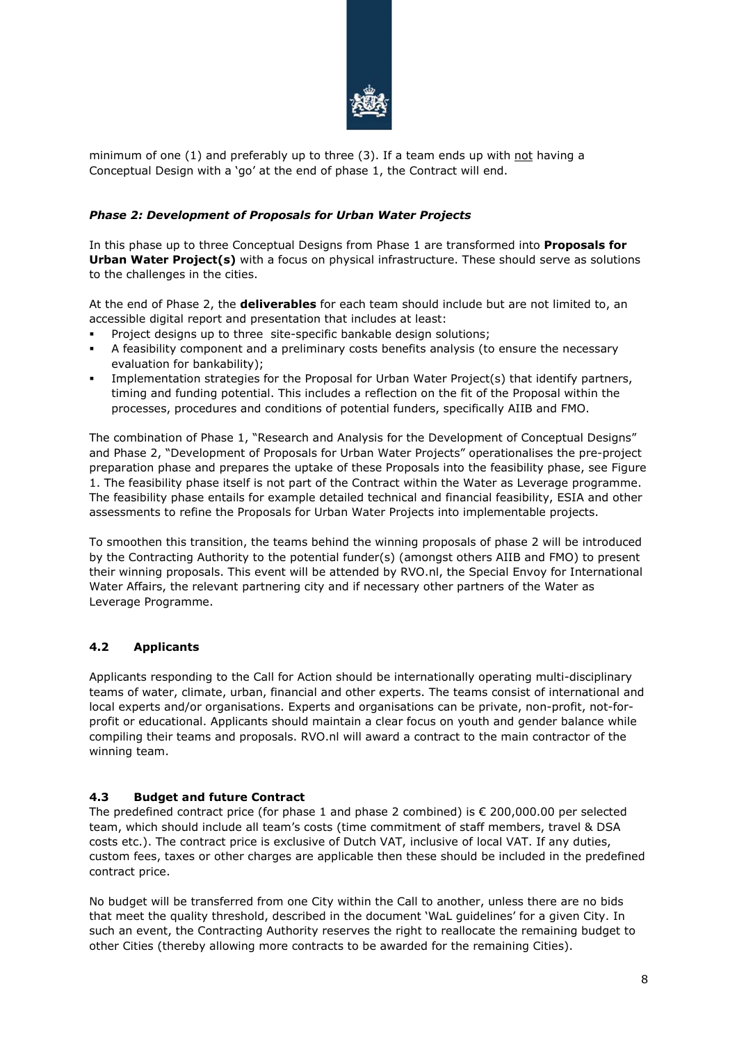minimum of one (1) and preferably up to three (3). If a team ends up with <u>not</u> having a Conceptual Design with a 'go' at the end of phase 1, the Contract will end.

### *Phase 2: Development of Proposals for Urban Water Projects*

In this phase up to three Conceptual Designs from Phase 1 are transformed into **Proposals for Urban Water Project(s)** with a focus on physical infrastructure. These should serve as solutions to the challenges in the cities.

At the end of Phase 2, the **deliverables** for each team should include but are not limited to, an accessible digital report and presentation that includes at least:

- Project designs up to three site-specific bankable design solutions;
- A feasibility component and a preliminary costs benefits analysis (to ensure the necessary evaluation for bankability);
- Implementation strategies for the Proposal for Urban Water Project(s) that identify partners, timing and funding potential. This includes a reflection on the fit of the Proposal within the processes, procedures and conditions of potential funders, specifically AIIB and FMO.

The combination of Phase 1, "Research and Analysis for the Development of Conceptual Designs" and Phase 2, "Development of Proposals for Urban Water Projects" operationalises the pre-project preparation phase and prepares the uptake of these Proposals into the feasibility phase, see Figure 1. The feasibility phase itself is not part of the Contract within the Water as Leverage programme. The feasibility phase entails for example detailed technical and financial feasibility, ESIA and other assessments to refine the Proposals for Urban Water Projects into implementable projects.

To smoothen this transition, the teams behind the winning proposals of phase 2 will be introduced by the Contracting Authority to the potential funder(s) (amongst others AIIB and FMO) to present their winning proposals. This event will be attended by RVO.nl, the Special Envoy for International Water Affairs, the relevant partnering city and if necessary other partners of the Water as Leverage Programme.

## 4.2 Applicants

Applicants responding to the Call for Action should be internationally operating multi-disciplinary teams of water, climate, urban, financial and other experts. The teams consist of international and local experts and/or organisations. Experts and organisations can be private, non-profit, not-for-profit or educational. Applicants should maintain a clear focus on youth and gender balance while compiling their teams and proposals. RVO.nl will award a contract to the main contractor of the winning team.

## 4.3 Budget and future Contract

The predefined contract price (for phase 1 and phase 2 combined) is € 200,000.00 per selected team, which should include all team's costs (time commitment of staff members, travel & DSA costs etc.). The contract price is exclusive of Dutch VAT, inclusive of local VAT. If any duties, custom fees, taxes or other charges are applicable then these should be included in the predefined contract price.

No budget will be transferred from one City within the Call to another, unless there are no bids that meet the quality threshold, described in the document 'WaL guidelines' for a given City. In such an event, the Contracting Authority reserves the right to reallocate the remaining budget to other Cities (thereby allowing more contracts to be awarded for the remaining Cities).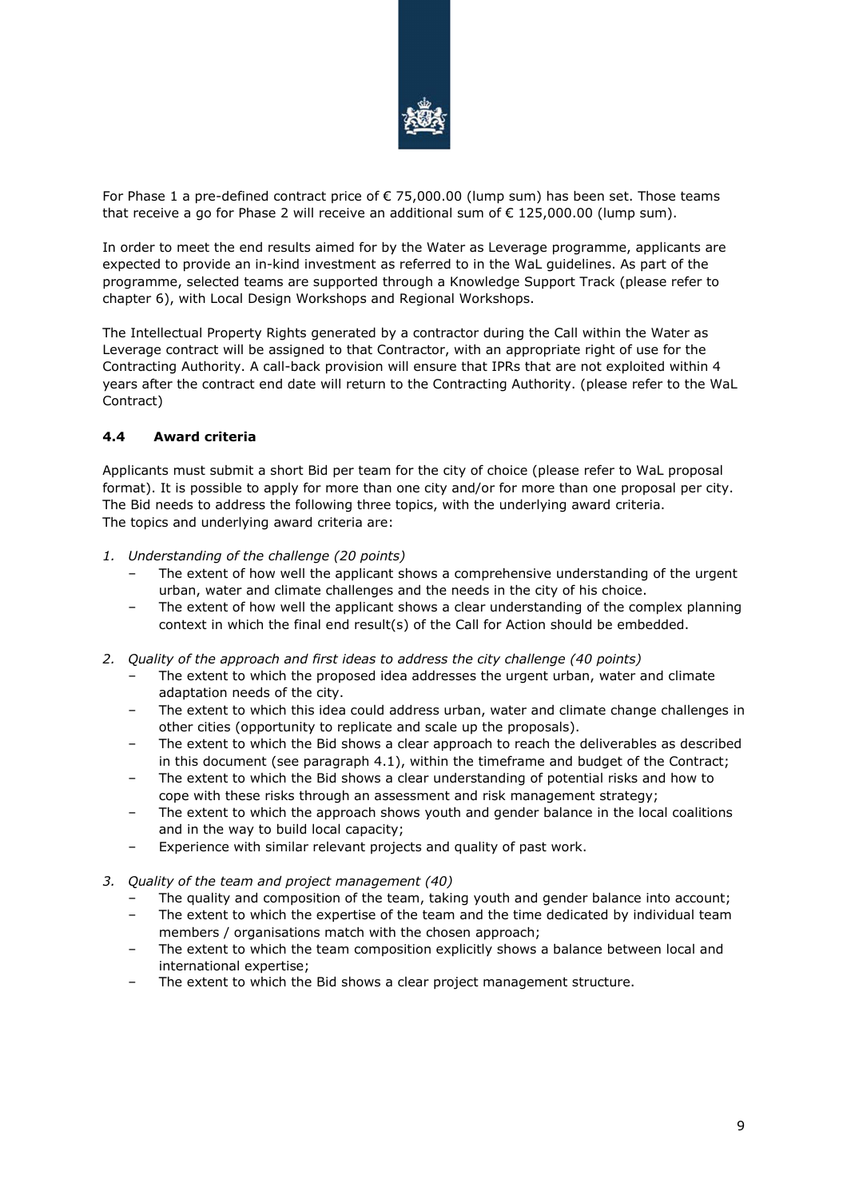For Phase 1 a pre-defined contract price of € 75,000.00 (lump sum) has been set. Those teams that receive a go for Phase 2 will receive an additional sum of € 125,000.00 (lump sum).

In order to meet the end results aimed for by the Water as Leverage programme, applicants are expected to provide an in-kind investment as referred to in the WaL guidelines. As part of the programme, selected teams are supported through a Knowledge Support Track (please refer to chapter 6), with Local Design Workshops and Regional Workshops.

The Intellectual Property Rights generated by a contractor during the Call within the Water as Leverage contract will be assigned to that Contractor, with an appropriate right of use for the Contracting Authority. A call-back provision will ensure that IPRs that are not exploited within 4 years after the contract end date will return to the Contracting Authority. (please refer to the WaL Contract)

### 4.4 Award criteria

Applicants must submit a short Bid per team for the city of choice (please refer to WaL proposal format). It is possible to apply for more than one city and/or for more than one proposal per city. The Bid needs to address the following three topics, with the underlying award criteria.
The topics and underlying award criteria are:

1. *Understanding of the challenge (20 points)*
   - The extent of how well the applicant shows a comprehensive understanding of the urgent urban, water and climate challenges and the needs in the city of his choice.
   - The extent of how well the applicant shows a clear understanding of the complex planning context in which the final end result(s) of the Call for Action should be embedded.

2. *Quality of the approach and first ideas to address the city challenge (40 points)*
   - The extent to which the proposed idea addresses the urgent urban, water and climate adaptation needs of the city.
   - The extent to which this idea could address urban, water and climate change challenges in other cities (opportunity to replicate and scale up the proposals).
   - The extent to which the Bid shows a clear approach to reach the deliverables as described in this document (see paragraph 4.1), within the timeframe and budget of the Contract;
   - The extent to which the Bid shows a clear understanding of potential risks and how to cope with these risks through an assessment and risk management strategy;
   - The extent to which the approach shows youth and gender balance in the local coalitions and in the way to build local capacity;
   - Experience with similar relevant projects and quality of past work.

3. *Quality of the team and project management (40)*
   - The quality and composition of the team, taking youth and gender balance into account;
   - The extent to which the expertise of the team and the time dedicated by individual team members / organisations match with the chosen approach;
   - The extent to which the team composition explicitly shows a balance between local and international expertise;
   - The extent to which the Bid shows a clear project management structure.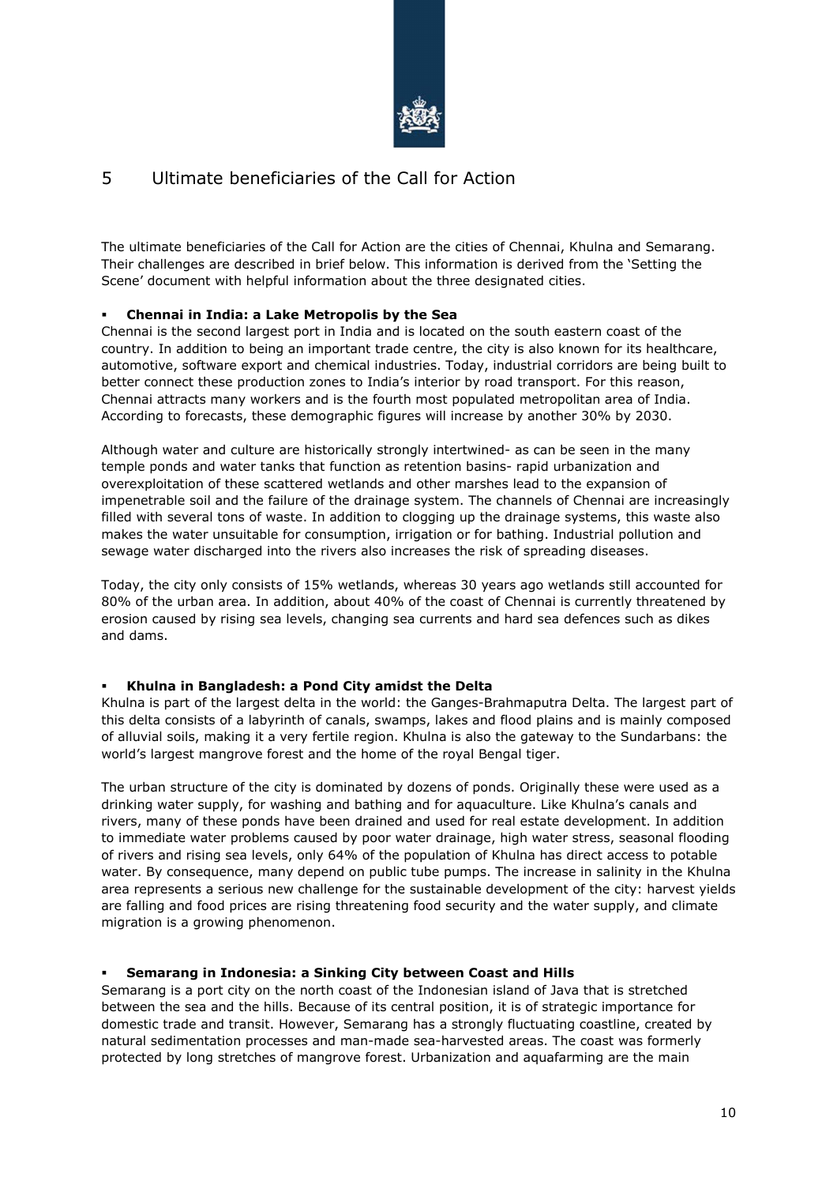# 5 Ultimate beneficiaries of the Call for Action

The ultimate beneficiaries of the Call for Action are the cities of Chennai, Khulna and Semarang. Their challenges are described in brief below. This information is derived from the 'Setting the Scene' document with helpful information about the three designated cities.

- **Chennai in India: a Lake Metropolis by the Sea**

Chennai is the second largest port in India and is located on the south eastern coast of the country. In addition to being an important trade centre, the city is also known for its healthcare, automotive, software export and chemical industries. Today, industrial corridors are being built to better connect these production zones to India's interior by road transport. For this reason, Chennai attracts many workers and is the fourth most populated metropolitan area of India. According to forecasts, these demographic figures will increase by another 30% by 2030.

Although water and culture are historically strongly intertwined- as can be seen in the many temple ponds and water tanks that function as retention basins- rapid urbanization and overexploitation of these scattered wetlands and other marshes lead to the expansion of impenetrable soil and the failure of the drainage system. The channels of Chennai are increasingly filled with several tons of waste. In addition to clogging up the drainage systems, this waste also makes the water unsuitable for consumption, irrigation or for bathing. Industrial pollution and sewage water discharged into the rivers also increases the risk of spreading diseases.

Today, the city only consists of 15% wetlands, whereas 30 years ago wetlands still accounted for 80% of the urban area. In addition, about 40% of the coast of Chennai is currently threatened by erosion caused by rising sea levels, changing sea currents and hard sea defences such as dikes and dams.

- **Khulna in Bangladesh: a Pond City amidst the Delta**

Khulna is part of the largest delta in the world: the Ganges-Brahmaputra Delta. The largest part of this delta consists of a labyrinth of canals, swamps, lakes and flood plains and is mainly composed of alluvial soils, making it a very fertile region. Khulna is also the gateway to the Sundarbans: the world's largest mangrove forest and the home of the royal Bengal tiger.

The urban structure of the city is dominated by dozens of ponds. Originally these were used as a drinking water supply, for washing and bathing and for aquaculture. Like Khulna's canals and rivers, many of these ponds have been drained and used for real estate development. In addition to immediate water problems caused by poor water drainage, high water stress, seasonal flooding of rivers and rising sea levels, only 64% of the population of Khulna has direct access to potable water. By consequence, many depend on public tube pumps. The increase in salinity in the Khulna area represents a serious new challenge for the sustainable development of the city: harvest yields are falling and food prices are rising threatening food security and the water supply, and climate migration is a growing phenomenon.

- **Semarang in Indonesia: a Sinking City between Coast and Hills**

Semarang is a port city on the north coast of the Indonesian island of Java that is stretched between the sea and the hills. Because of its central position, it is of strategic importance for domestic trade and transit. However, Semarang has a strongly fluctuating coastline, created by natural sedimentation processes and man-made sea-harvested areas. The coast was formerly protected by long stretches of mangrove forest. Urbanization and aquafarming are the main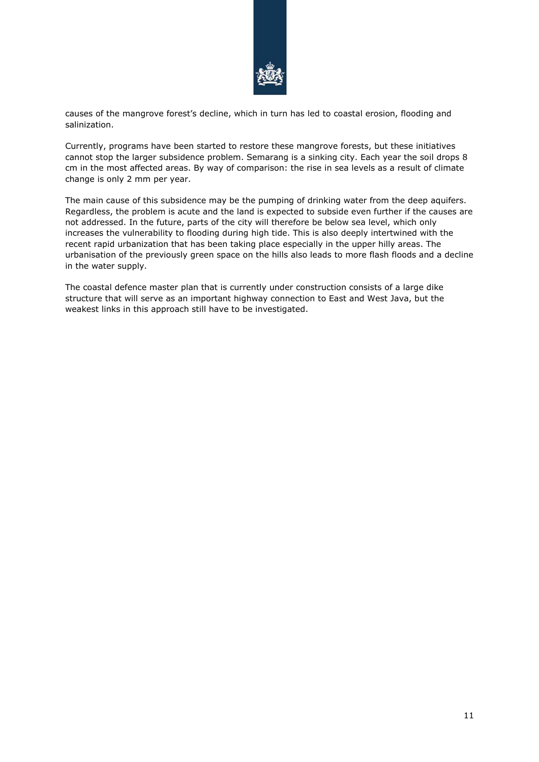causes of the mangrove forest's decline, which in turn has led to coastal erosion, flooding and salinization.

Currently, programs have been started to restore these mangrove forests, but these initiatives cannot stop the larger subsidence problem. Semarang is a sinking city. Each year the soil drops 8 cm in the most affected areas. By way of comparison: the rise in sea levels as a result of climate change is only 2 mm per year.

The main cause of this subsidence may be the pumping of drinking water from the deep aquifers. Regardless, the problem is acute and the land is expected to subside even further if the causes are not addressed. In the future, parts of the city will therefore be below sea level, which only increases the vulnerability to flooding during high tide. This is also deeply intertwined with the recent rapid urbanization that has been taking place especially in the upper hilly areas. The urbanisation of the previously green space on the hills also leads to more flash floods and a decline in the water supply.

The coastal defence master plan that is currently under construction consists of a large dike structure that will serve as an important highway connection to East and West Java, but the weakest links in this approach still have to be investigated.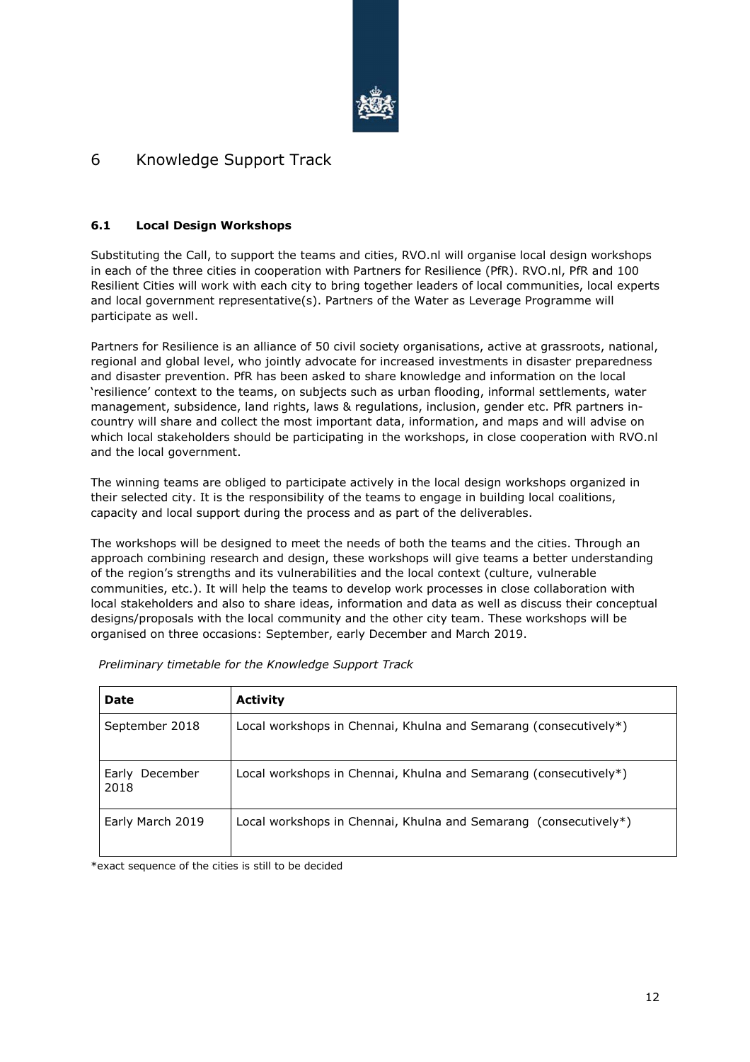# 6 Knowledge Support Track

### 6.1 Local Design Workshops

Substituting the Call, to support the teams and cities, RVO.nl will organise local design workshops in each of the three cities in cooperation with Partners for Resilience (PfR). RVO.nl, PfR and 100 Resilient Cities will work with each city to bring together leaders of local communities, local experts and local government representative(s). Partners of the Water as Leverage Programme will participate as well.

Partners for Resilience is an alliance of 50 civil society organisations, active at grassroots, national, regional and global level, who jointly advocate for increased investments in disaster preparedness and disaster prevention. PfR has been asked to share knowledge and information on the local 'resilience' context to the teams, on subjects such as urban flooding, informal settlements, water management, subsidence, land rights, laws & regulations, inclusion, gender etc. PfR partners in-country will share and collect the most important data, information, and maps and will advise on which local stakeholders should be participating in the workshops, in close cooperation with RVO.nl and the local government.

The winning teams are obliged to participate actively in the local design workshops organized in their selected city. It is the responsibility of the teams to engage in building local coalitions, capacity and local support during the process and as part of the deliverables.

The workshops will be designed to meet the needs of both the teams and the cities. Through an approach combining research and design, these workshops will give teams a better understanding of the region's strengths and its vulnerabilities and the local context (culture, vulnerable communities, etc.). It will help the teams to develop work processes in close collaboration with local stakeholders and also to share ideas, information and data as well as discuss their conceptual designs/proposals with the local community and the other city team. These workshops will be organised on three occasions: September, early December and March 2019.

*Preliminary timetable for the Knowledge Support Track*

| **Date** | **Activity** |
|---|---|
| September 2018 | Local workshops in Chennai, Khulna and Semarang (consecutively*) |
| Early December 2018 | Local workshops in Chennai, Khulna and Semarang (consecutively*) |
| Early March 2019 | Local workshops in Chennai, Khulna and Semarang (consecutively*) |

*exact sequence of the cities is still to be decided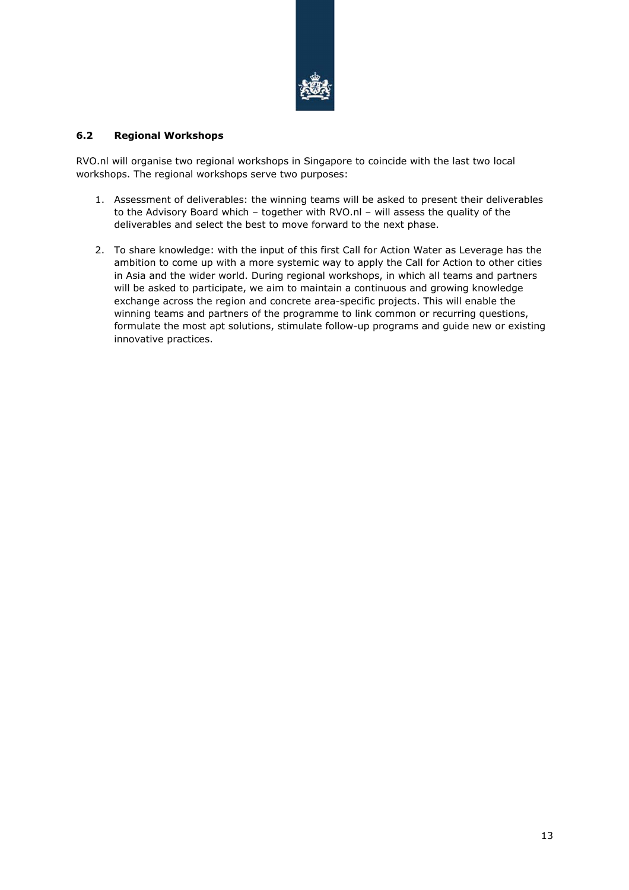### 6.2 Regional Workshops

RVO.nl will organise two regional workshops in Singapore to coincide with the last two local workshops. The regional workshops serve two purposes:

1. Assessment of deliverables: the winning teams will be asked to present their deliverables to the Advisory Board which – together with RVO.nl – will assess the quality of the deliverables and select the best to move forward to the next phase.

2. To share knowledge: with the input of this first Call for Action Water as Leverage has the ambition to come up with a more systemic way to apply the Call for Action to other cities in Asia and the wider world. During regional workshops, in which all teams and partners will be asked to participate, we aim to maintain a continuous and growing knowledge exchange across the region and concrete area-specific projects. This will enable the winning teams and partners of the programme to link common or recurring questions, formulate the most apt solutions, stimulate follow-up programs and guide new or existing innovative practices.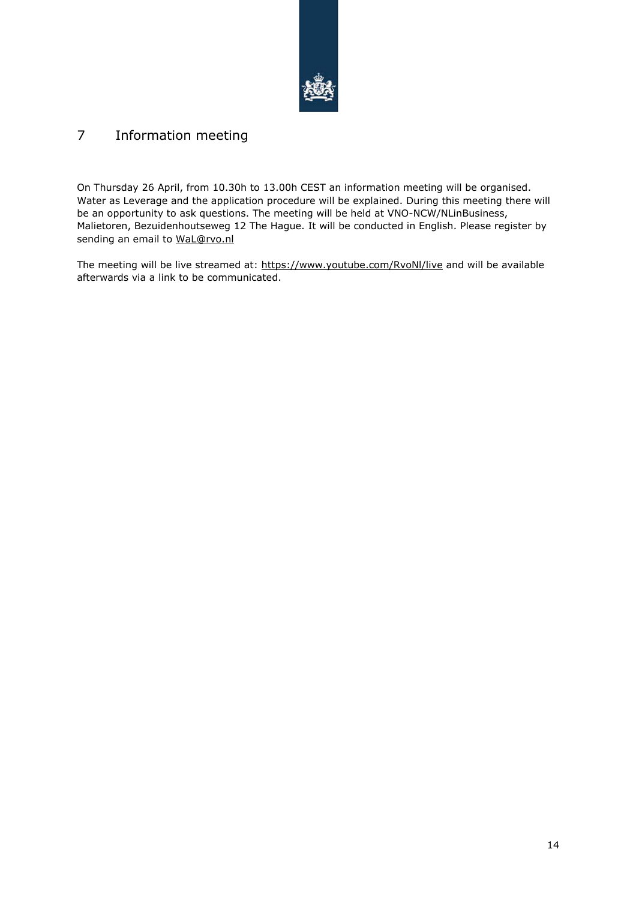# 7 Information meeting

On Thursday 26 April, from 10.30h to 13.00h CEST an information meeting will be organised. Water as Leverage and the application procedure will be explained. During this meeting there will be an opportunity to ask questions. The meeting will be held at VNO-NCW/NLinBusiness, Malietoren, Bezuidenhoutseweg 12 The Hague. It will be conducted in English. Please register by sending an email to WaL@rvo.nl

The meeting will be live streamed at: https://www.youtube.com/RvoNl/live and will be available afterwards via a link to be communicated.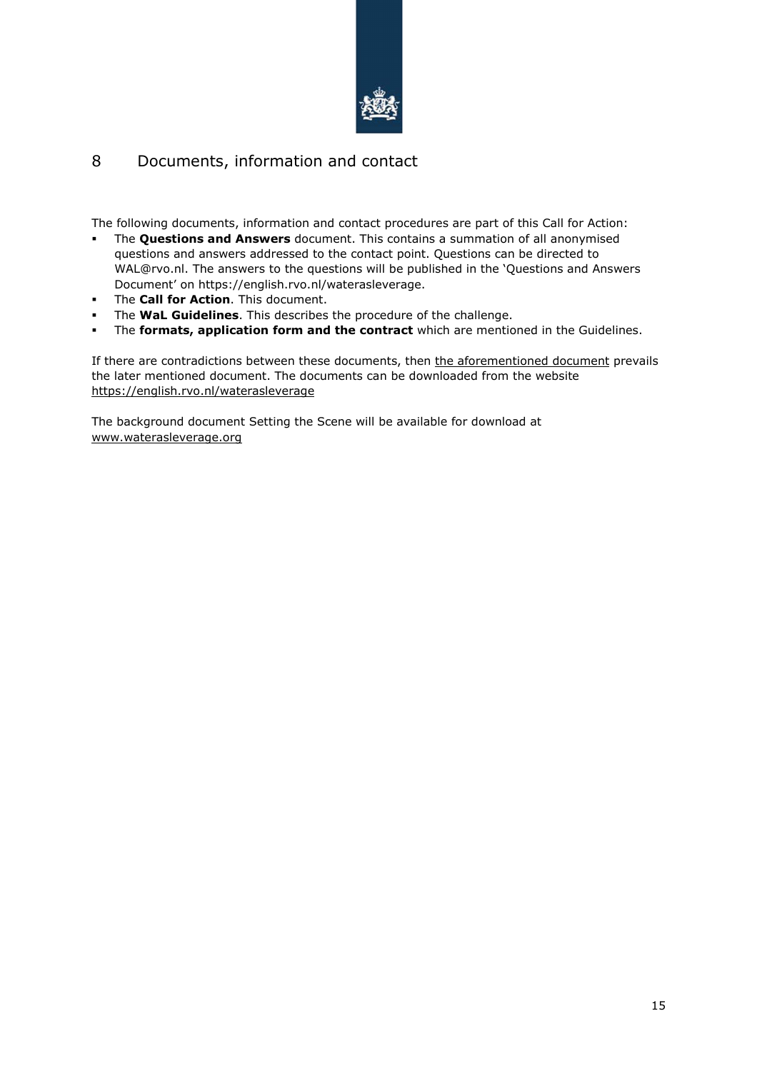# 8 Documents, information and contact

The following documents, information and contact procedures are part of this Call for Action:

- The **Questions and Answers** document. This contains a summation of all anonymised questions and answers addressed to the contact point. Questions can be directed to WAL@rvo.nl. The answers to the questions will be published in the 'Questions and Answers Document' on https://english.rvo.nl/waterasleverage.
- The **Call for Action**. This document.
- The **WaL Guidelines**. This describes the procedure of the challenge.
- The **formats, application form and the contract** which are mentioned in the Guidelines.

If there are contradictions between these documents, then the aforementioned document prevails the later mentioned document. The documents can be downloaded from the website https://english.rvo.nl/waterasleverage

The background document Setting the Scene will be available for download at www.waterasleverage.org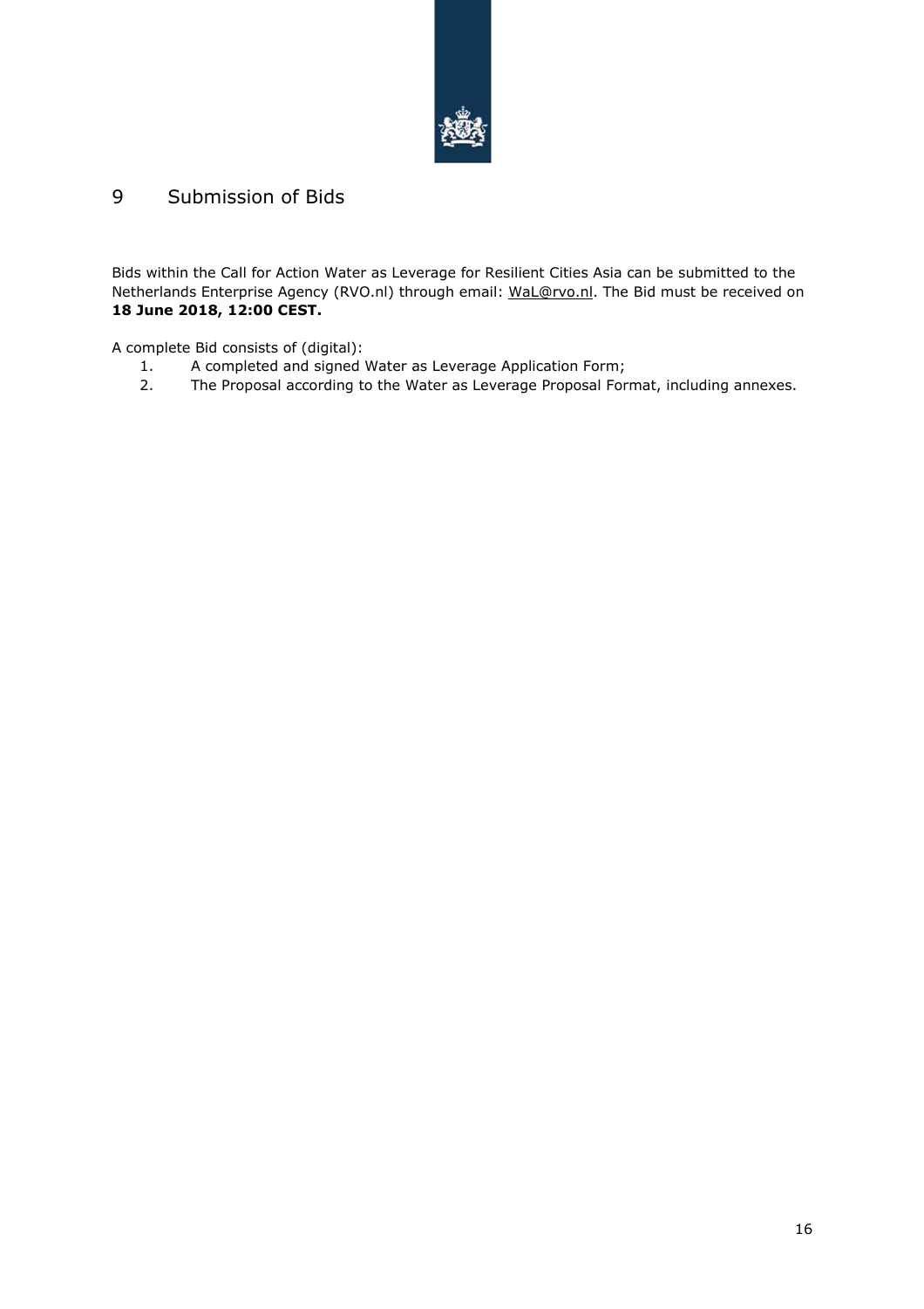# 9 Submission of Bids

Bids within the Call for Action Water as Leverage for Resilient Cities Asia can be submitted to the Netherlands Enterprise Agency (RVO.nl) through email: WaL@rvo.nl. The Bid must be received on **18 June 2018, 12:00 CEST.**

A complete Bid consists of (digital):

1. A completed and signed Water as Leverage Application Form;
2. The Proposal according to the Water as Leverage Proposal Format, including annexes.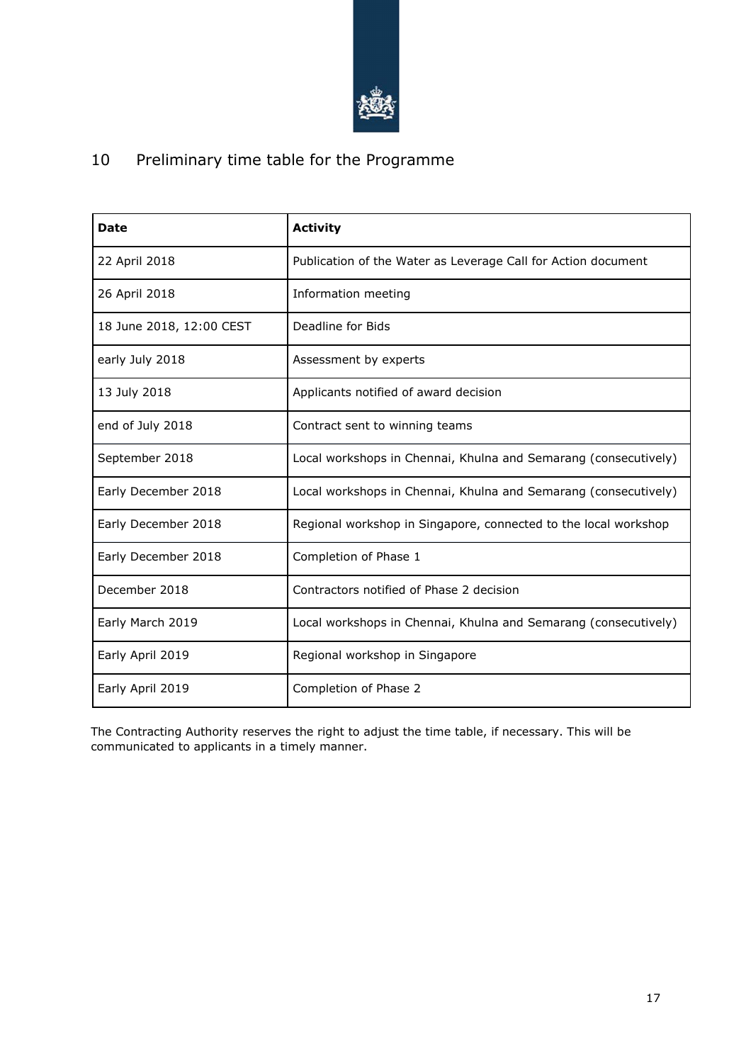## 10 Preliminary time table for the Programme

| **Date** | **Activity** |
| --- | --- |
| 22 April 2018 | Publication of the Water as Leverage Call for Action document |
| 26 April 2018 | Information meeting |
| 18 June 2018, 12:00 CEST | Deadline for Bids |
| early July 2018 | Assessment by experts |
| 13 July 2018 | Applicants notified of award decision |
| end of July 2018 | Contract sent to winning teams |
| September 2018 | Local workshops in Chennai, Khulna and Semarang (consecutively) |
| Early December 2018 | Local workshops in Chennai, Khulna and Semarang (consecutively) |
| Early December 2018 | Regional workshop in Singapore, connected to the local workshop |
| Early December 2018 | Completion of Phase 1 |
| December 2018 | Contractors notified of Phase 2 decision |
| Early March 2019 | Local workshops in Chennai, Khulna and Semarang (consecutively) |
| Early April 2019 | Regional workshop in Singapore |
| Early April 2019 | Completion of Phase 2 |

The Contracting Authority reserves the right to adjust the time table, if necessary. This will be communicated to applicants in a timely manner.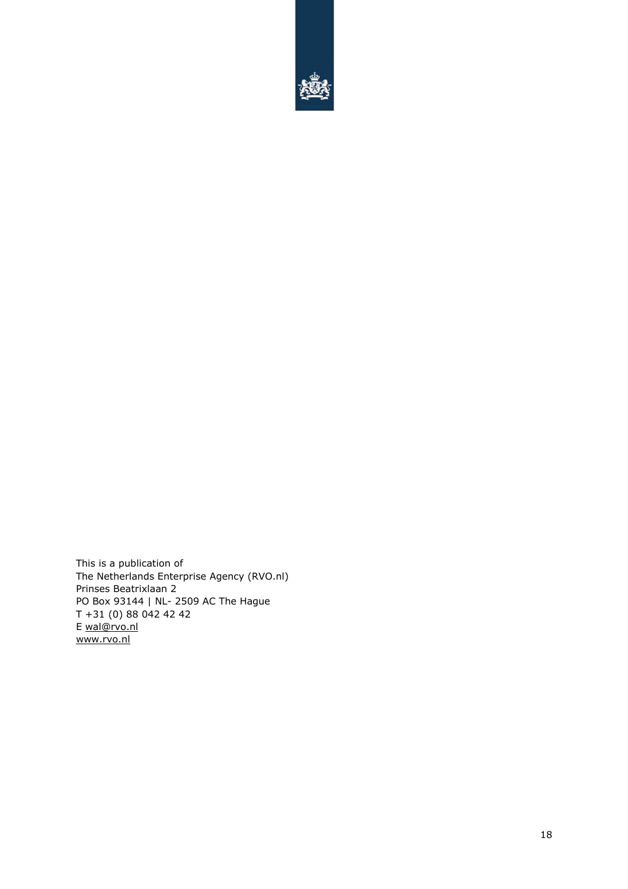This is a publication of
The Netherlands Enterprise Agency (RVO.nl)
Prinses Beatrixlaan 2
PO Box 93144 | NL- 2509 AC The Hague
T +31 (0) 88 042 42 42
E wal@rvo.nl
www.rvo.nl